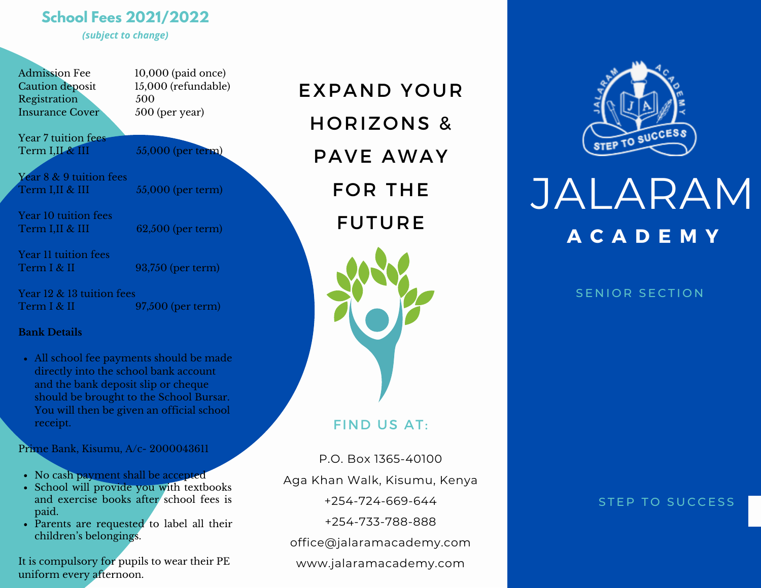## School Fees 2021/2022

*(subject to change)*

| | |
|---|---|
| Admission Fee | 10,000 (paid once) |
| Caution deposit | 15,000 (refundable) |
| Registration | 500 |
| Insurance Cover | 500 (per year) |

Year 7 tuition fees
Term I,II & III — 55,000 (per term)

Year 8 & 9 tuition fees
Term I,II & III — 55,000 (per term)

Year 10 tuition fees
Term I,II & III — 62,500 (per term)

Year 11 tuition fees
Term I & II — 93,750 (per term)

Year 12 & 13 tuition fees
Term I & II — 97,500 (per term)

**Bank Details**

- All school fee payments should be made directly into the school bank account and the bank deposit slip or cheque should be brought to the School Bursar. You will then be given an official school receipt.

Prime Bank, Kisumu, A/c- 2000043611

- No cash payment shall be accepted
- School will provide you with textbooks and exercise books after school fees is paid.
- Parents are requested to label all their children's belongings.

It is compulsory for pupils to wear their PE uniform every afternoon.

# EXPAND YOUR HORIZONS & PAVE AWAY FOR THE FUTURE

## FIND US AT:

P.O. Box 1365-40100
Aga Khan Walk, Kisumu, Kenya
+254-724-669-644
+254-733-788-888
office@jalaramacademy.com
www.jalaramacademy.com

JALARAM ACADEMY — STEP TO SUCCESS

# JALARAM ACADEMY

SENIOR SECTION

STEP TO SUCCESS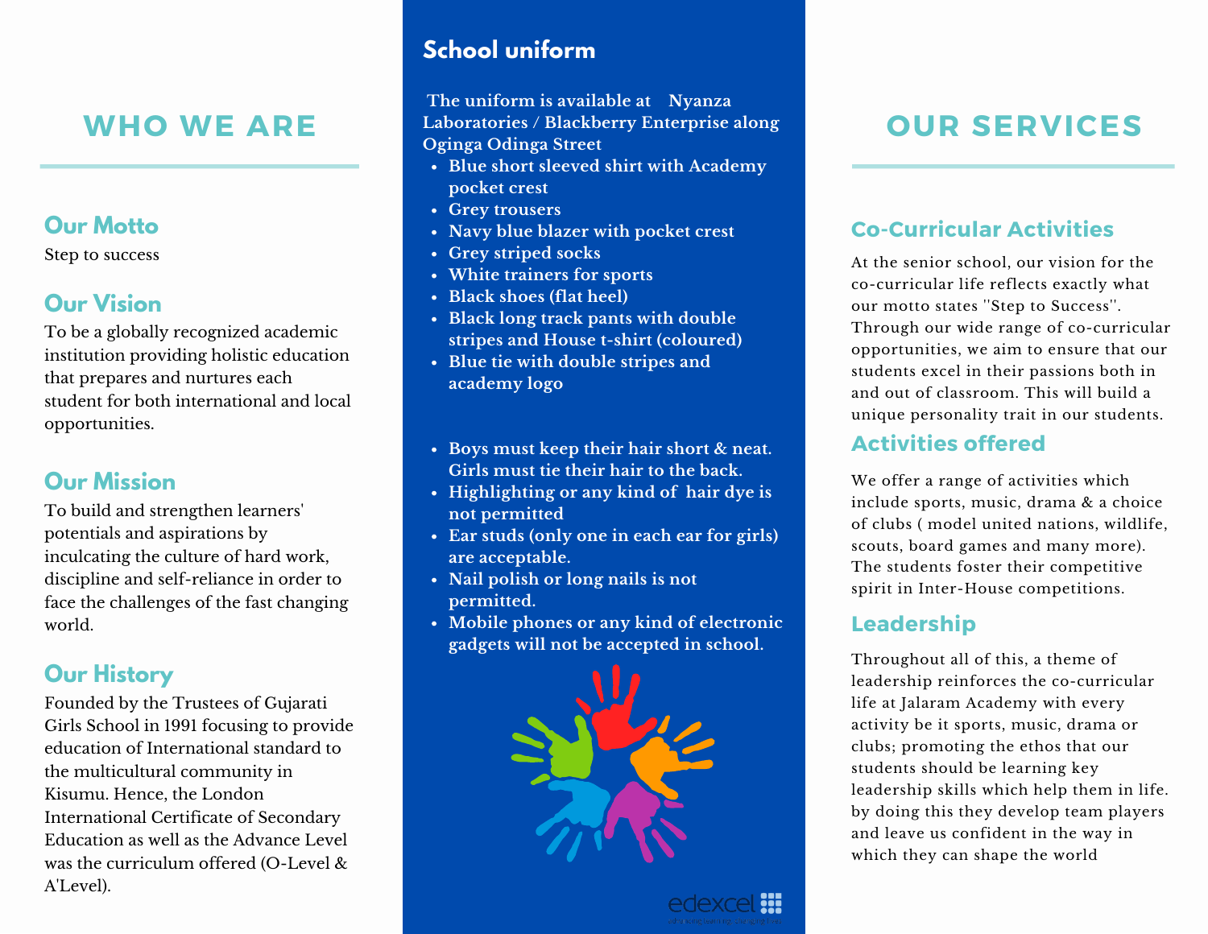# WHO WE ARE

## Our Motto

Step to success

## Our Vision

To be a globally recognized academic institution providing holistic education that prepares and nurtures each student for both international and local opportunities.

## Our Mission

To build and strengthen learners' potentials and aspirations by inculcating the culture of hard work, discipline and self-reliance in order to face the challenges of the fast changing world.

## Our History

Founded by the Trustees of Gujarati Girls School in 1991 focusing to provide education of International standard to the multicultural community in Kisumu. Hence, the London International Certificate of Secondary Education as well as the Advance Level was the curriculum offered (O-Level & A'Level).

# School uniform

The uniform is available at Nyanza Laboratories / Blackberry Enterprise along Oginga Odinga Street

- Blue short sleeved shirt with Academy pocket crest
- Grey trousers
- Navy blue blazer with pocket crest
- Grey striped socks
- White trainers for sports
- Black shoes (flat heel)
- Black long track pants with double stripes and House t-shirt (coloured)
- Blue tie with double stripes and academy logo

- Boys must keep their hair short & neat. Girls must tie their hair to the back.
- Highlighting or any kind of hair dye is not permitted
- Ear studs (only one in each ear for girls) are acceptable.
- Nail polish or long nails is not permitted.
- Mobile phones or any kind of electronic gadgets will not be accepted in school.

edexcel

# OUR SERVICES

## Co-Curricular Activities

At the senior school, our vision for the co-curricular life reflects exactly what our motto states ''Step to Success''. Through our wide range of co-curricular opportunities, we aim to ensure that our students excel in their passions both in and out of classroom. This will build a unique personality trait in our students.

## Activities offered

We offer a range of activities which include sports, music, drama & a choice of clubs ( model united nations, wildlife, scouts, board games and many more). The students foster their competitive spirit in Inter-House competitions.

## Leadership

Throughout all of this, a theme of leadership reinforces the co-curricular life at Jalaram Academy with every activity be it sports, music, drama or clubs; promoting the ethos that our students should be learning key leadership skills which help them in life. by doing this they develop team players and leave us confident in the way in which they can shape the world